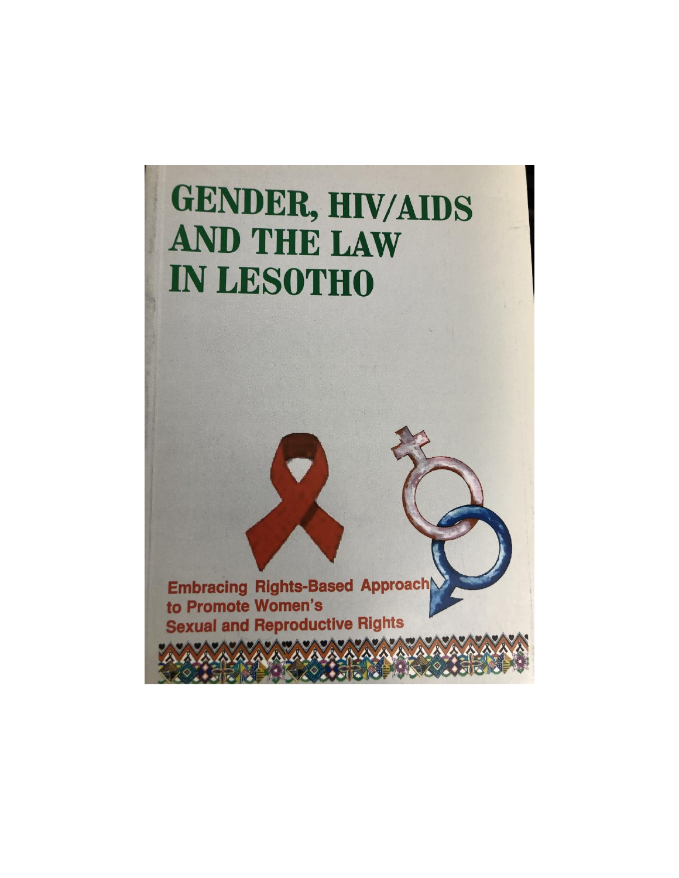# GENDER, HIV/AIDS AND THE LAW IN LESOTHO

**Embracing Rights-Based Approach to Promote Women's Sexual and Reproductive Rights**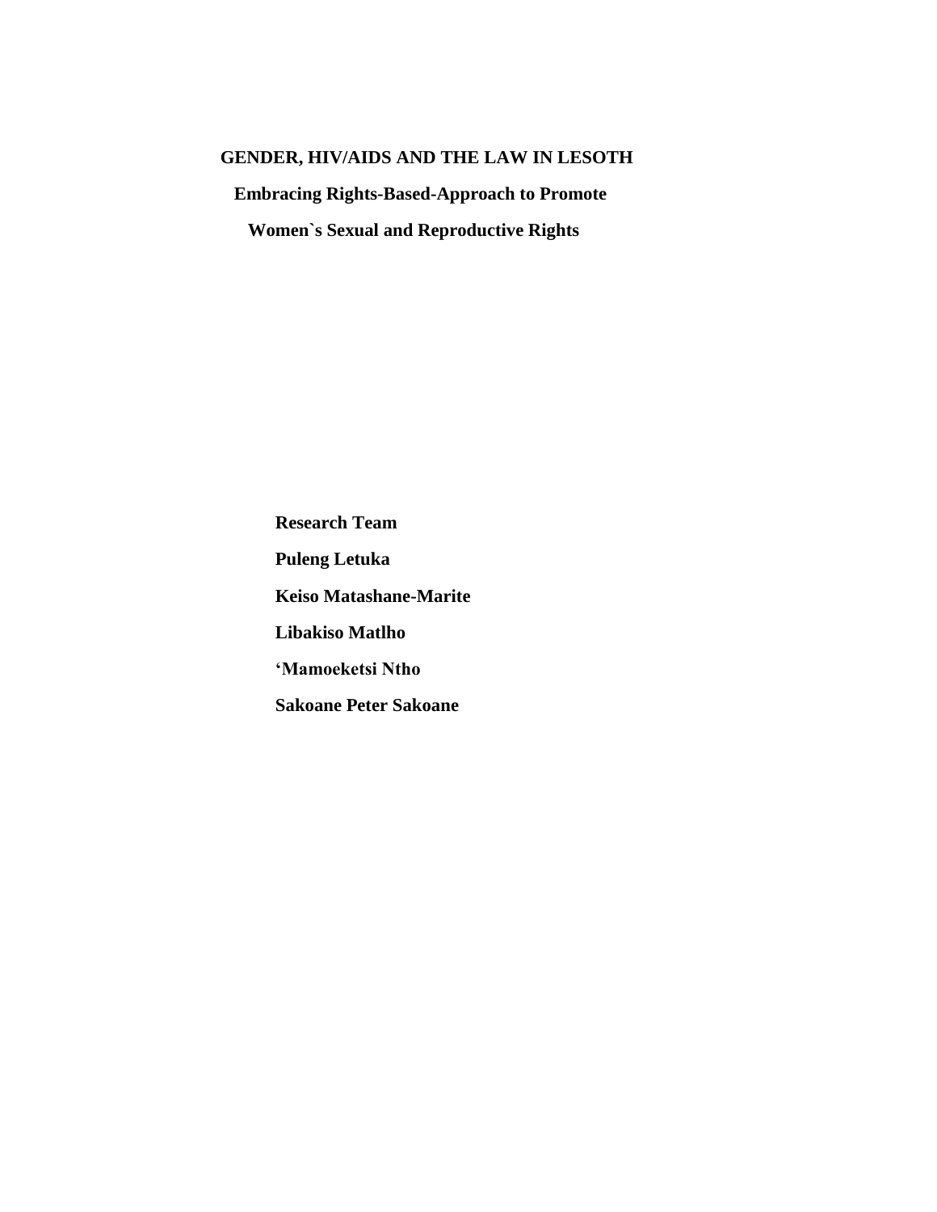# GENDER, HIV/AIDS AND THE LAW IN LESOTH

## Embracing Rights-Based-Approach to Promote Women`s Sexual and Reproductive Rights

**Research Team**

**Puleng Letuka**

**Keiso Matashane-Marite**

**Libakiso Matlho**

**'Mamoeketsi Ntho**

**Sakoane Peter Sakoane**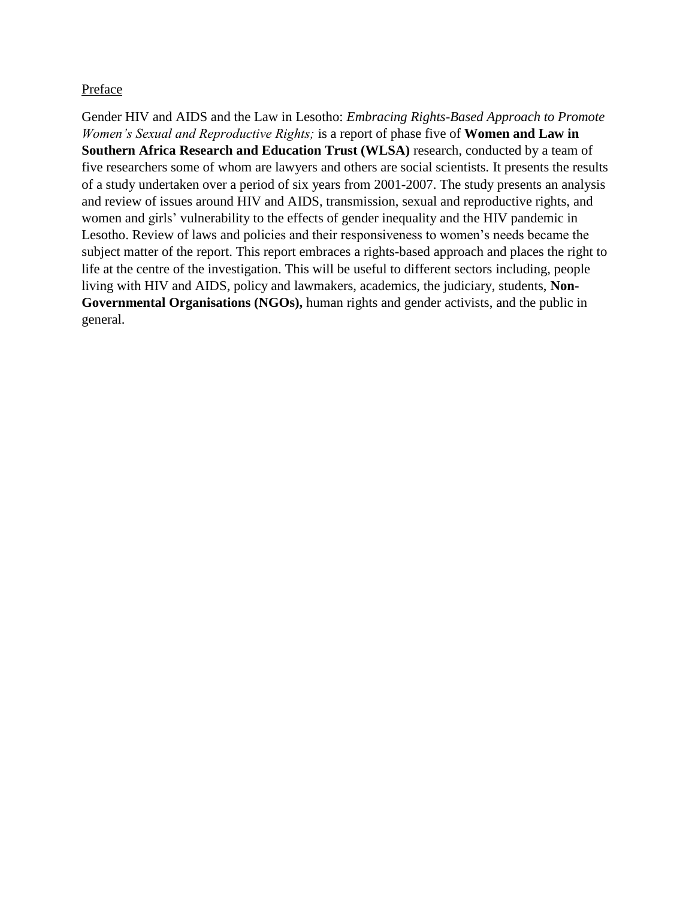Preface

Gender HIV and AIDS and the Law in Lesotho: *Embracing Rights-Based Approach to Promote Women's Sexual and Reproductive Rights;* is a report of phase five of **Women and Law in Southern Africa Research and Education Trust (WLSA)** research, conducted by a team of five researchers some of whom are lawyers and others are social scientists. It presents the results of a study undertaken over a period of six years from 2001-2007. The study presents an analysis and review of issues around HIV and AIDS, transmission, sexual and reproductive rights, and women and girls' vulnerability to the effects of gender inequality and the HIV pandemic in Lesotho. Review of laws and policies and their responsiveness to women's needs became the subject matter of the report. This report embraces a rights-based approach and places the right to life at the centre of the investigation. This will be useful to different sectors including, people living with HIV and AIDS, policy and lawmakers, academics, the judiciary, students, **Non-Governmental Organisations (NGOs),** human rights and gender activists, and the public in general.